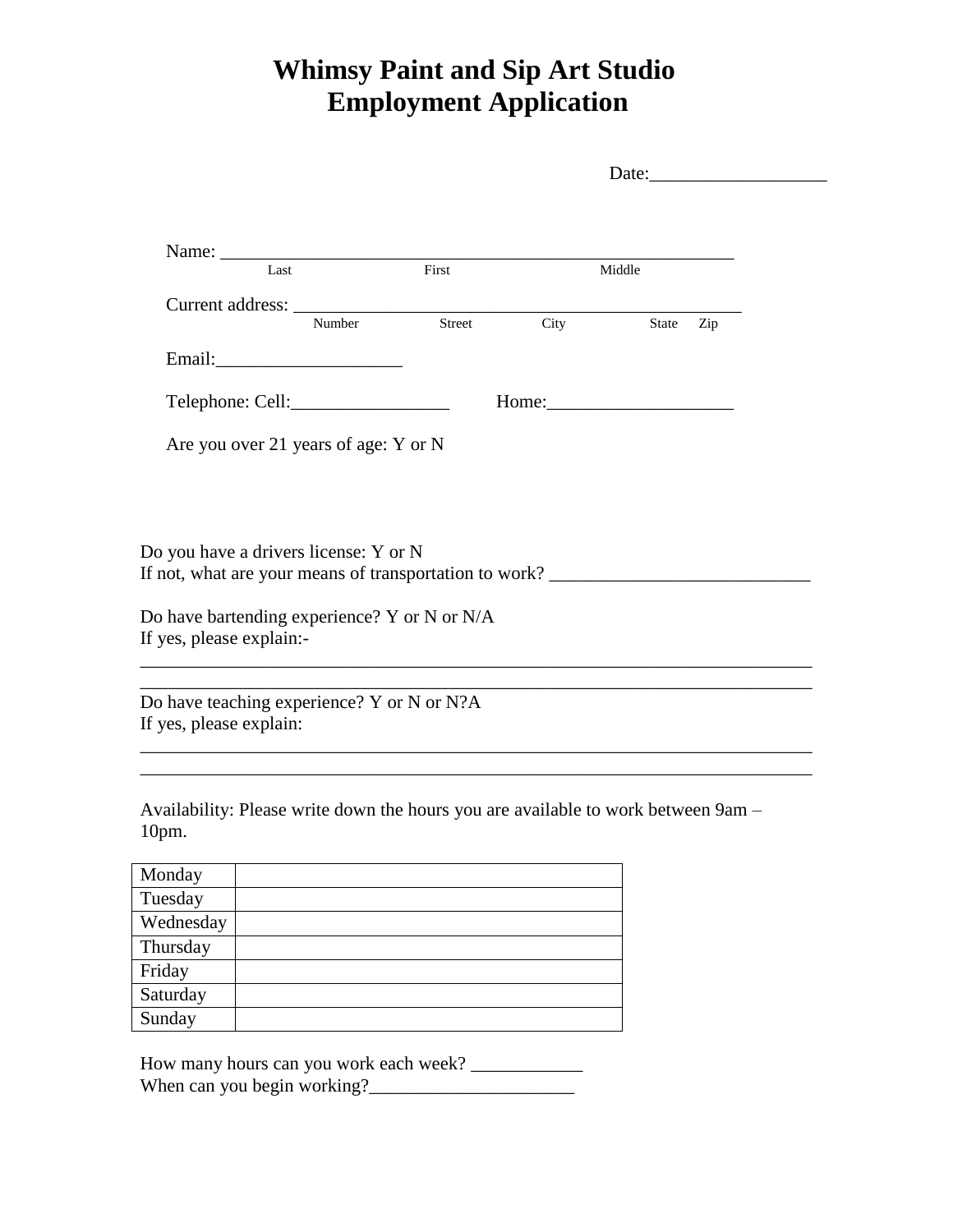# Whimsy Paint and Sip Art Studio
# Employment Application

Date:___________________

Name: ________________________________________________________
Last First Middle

Current address: _________________________________________________
Number Street City State Zip

Email:____________________

Telephone: Cell:_________________ Home:____________________

Are you over 21 years of age: Y or N

Do you have a drivers license: Y or N
If not, what are your means of transportation to work? ____________________________

Do have bartending experience? Y or N or N/A
If yes, please explain:-
__________________________________________________________________________
__________________________________________________________________________

Do have teaching experience? Y or N or N?A
If yes, please explain:
__________________________________________________________________________
__________________________________________________________________________

Availability: Please write down the hours you are available to work between 9am – 10pm.

| | |
|---|---|
| Monday | |
| Tuesday | |
| Wednesday | |
| Thursday | |
| Friday | |
| Saturday | |
| Sunday | |

How many hours can you work each week? ____________
When can you begin working?______________________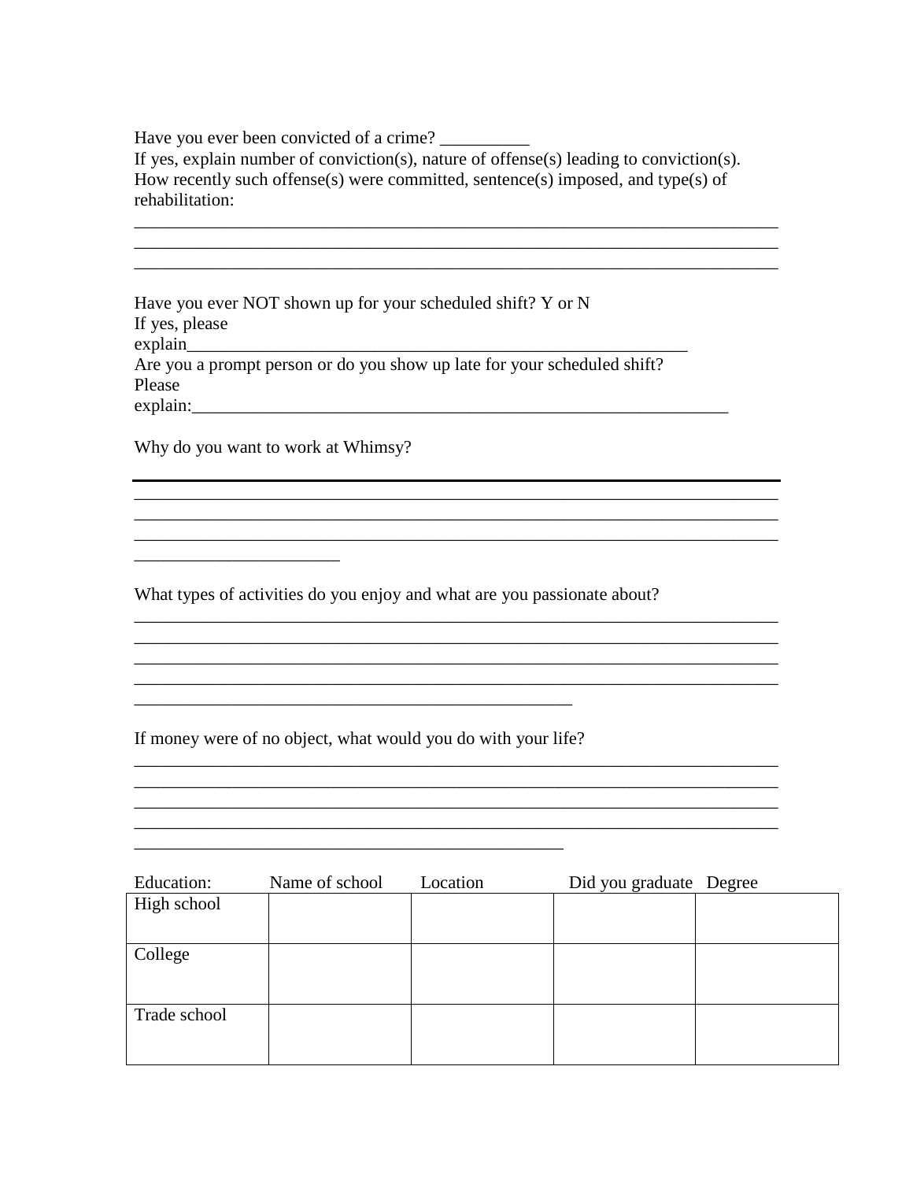Have you ever been convicted of a crime? __________

If yes, explain number of conviction(s), nature of offense(s) leading to conviction(s). How recently such offense(s) were committed, sentence(s) imposed, and type(s) of rehabilitation:

___________________________________________________________________________
___________________________________________________________________________
___________________________________________________________________________

Have you ever NOT shown up for your scheduled shift? Y or N

If yes, please explain___________________________________________________________

Are you a prompt person or do you show up late for your scheduled shift? Please explain:______________________________________________________________

Why do you want to work at Whimsy?

___________________________________________________________________________
___________________________________________________________________________
___________________________________________________________________________
___________________________________________________________________________
________________________

What types of activities do you enjoy and what are you passionate about?

___________________________________________________________________________
___________________________________________________________________________
___________________________________________________________________________
___________________________________________________________________________
___________________________________________________

If money were of no object, what would you do with your life?

___________________________________________________________________________
___________________________________________________________________________
___________________________________________________________________________
___________________________________________________________________________
__________________________________________________

| Education: | Name of school | Location | Did you graduate | Degree |
|---|---|---|---|---|
| High school | | | | |
| College | | | | |
| Trade school | | | | |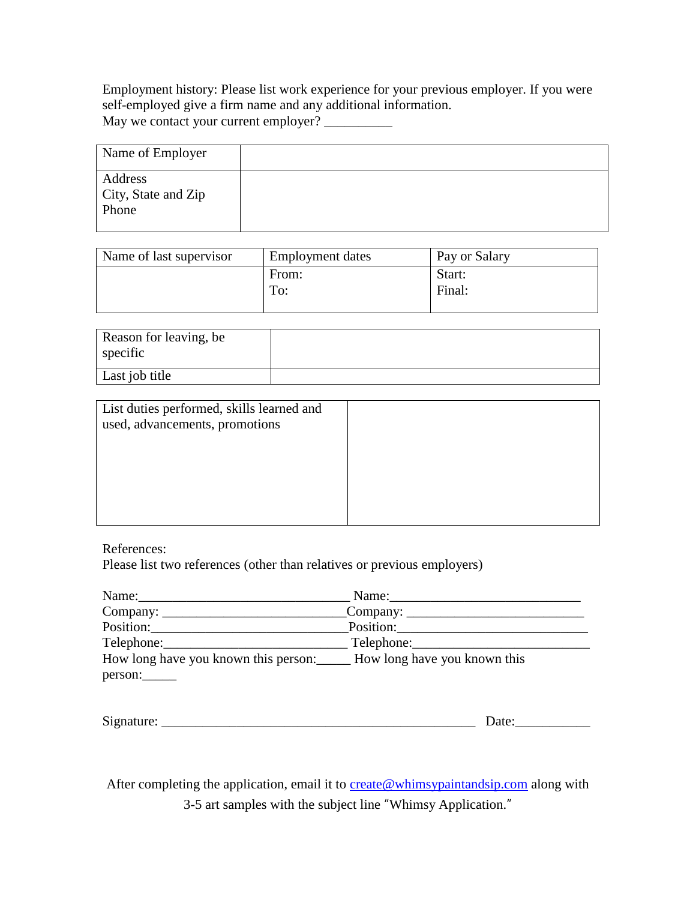Employment history: Please list work experience for your previous employer. If you were self-employed give a firm name and any additional information.
May we contact your current employer? __________

| | |
|---|---|
| Name of Employer | |
| Address<br>City, State and Zip<br>Phone | |

| Name of last supervisor | Employment dates | Pay or Salary |
|---|---|---|
| | From:<br>To: | Start:<br>Final: |

| | |
|---|---|
| Reason for leaving, be specific | |
| Last job title | |

| | |
|---|---|
| List duties performed, skills learned and used, advancements, promotions | |

References:
Please list two references (other than relatives or previous employers)

Name:________________________________ Name:____________________________
Company: ___________________________Company: __________________________
Position:_____________________________Position:____________________________
Telephone:____________________________ Telephone:__________________________
How long have you known this person:_____ How long have you known this person:_____

Signature: ________________________________________________ Date:___________

After completing the application, email it to create@whimsypaintandsip.com along with 3-5 art samples with the subject line "Whimsy Application."